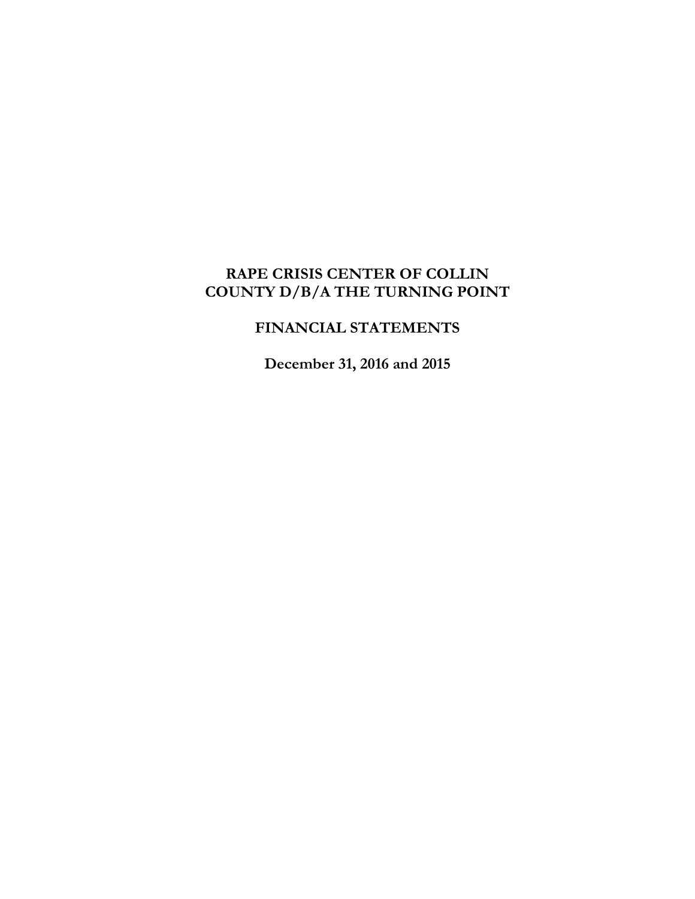# RAPE CRISIS CENTER OF COLLIN COUNTY D/B/A THE TURNING POINT

## FINANCIAL STATEMENTS

**December 31, 2016 and 2015**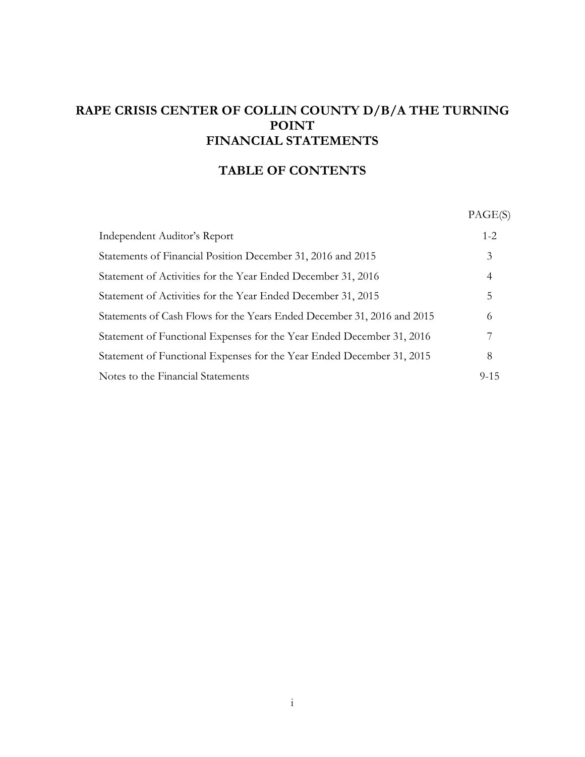# RAPE CRISIS CENTER OF COLLIN COUNTY D/B/A THE TURNING POINT
# FINANCIAL STATEMENTS

## TABLE OF CONTENTS

| | PAGE(S) |
|---|---|
| Independent Auditor's Report | 1-2 |
| Statements of Financial Position December 31, 2016 and 2015 | 3 |
| Statement of Activities for the Year Ended December 31, 2016 | 4 |
| Statement of Activities for the Year Ended December 31, 2015 | 5 |
| Statements of Cash Flows for the Years Ended December 31, 2016 and 2015 | 6 |
| Statement of Functional Expenses for the Year Ended December 31, 2016 | 7 |
| Statement of Functional Expenses for the Year Ended December 31, 2015 | 8 |
| Notes to the Financial Statements | 9-15 |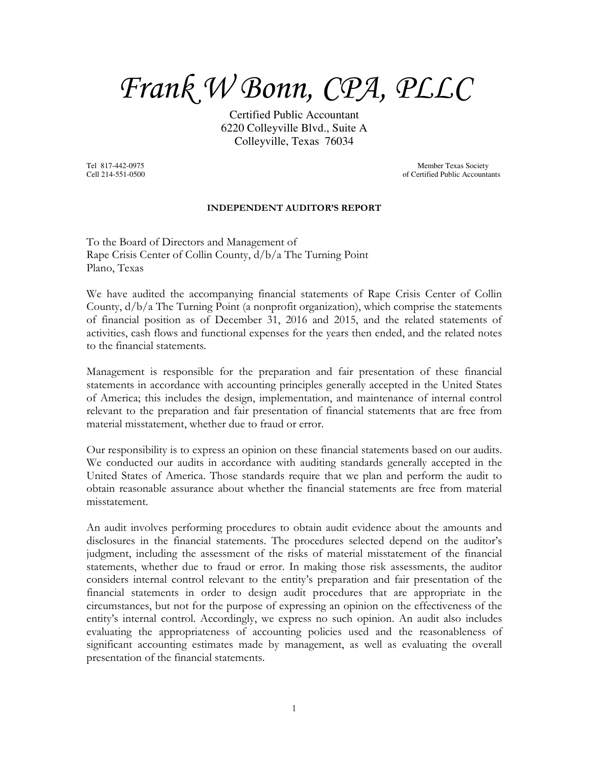# *Frank W Bonn, CPA, PLLC*

Certified Public Accountant
6220 Colleyville Blvd., Suite A
Colleyville, Texas 76034

Tel 817-442-0975
Cell 214-551-0500

Member Texas Society
of Certified Public Accountants

**INDEPENDENT AUDITOR'S REPORT**

To the Board of Directors and Management of
Rape Crisis Center of Collin County, d/b/a The Turning Point
Plano, Texas

We have audited the accompanying financial statements of Rape Crisis Center of Collin County, d/b/a The Turning Point (a nonprofit organization), which comprise the statements of financial position as of December 31, 2016 and 2015, and the related statements of activities, cash flows and functional expenses for the years then ended, and the related notes to the financial statements.

Management is responsible for the preparation and fair presentation of these financial statements in accordance with accounting principles generally accepted in the United States of America; this includes the design, implementation, and maintenance of internal control relevant to the preparation and fair presentation of financial statements that are free from material misstatement, whether due to fraud or error.

Our responsibility is to express an opinion on these financial statements based on our audits. We conducted our audits in accordance with auditing standards generally accepted in the United States of America. Those standards require that we plan and perform the audit to obtain reasonable assurance about whether the financial statements are free from material misstatement.

An audit involves performing procedures to obtain audit evidence about the amounts and disclosures in the financial statements. The procedures selected depend on the auditor's judgment, including the assessment of the risks of material misstatement of the financial statements, whether due to fraud or error. In making those risk assessments, the auditor considers internal control relevant to the entity's preparation and fair presentation of the financial statements in order to design audit procedures that are appropriate in the circumstances, but not for the purpose of expressing an opinion on the effectiveness of the entity's internal control. Accordingly, we express no such opinion. An audit also includes evaluating the appropriateness of accounting policies used and the reasonableness of significant accounting estimates made by management, as well as evaluating the overall presentation of the financial statements.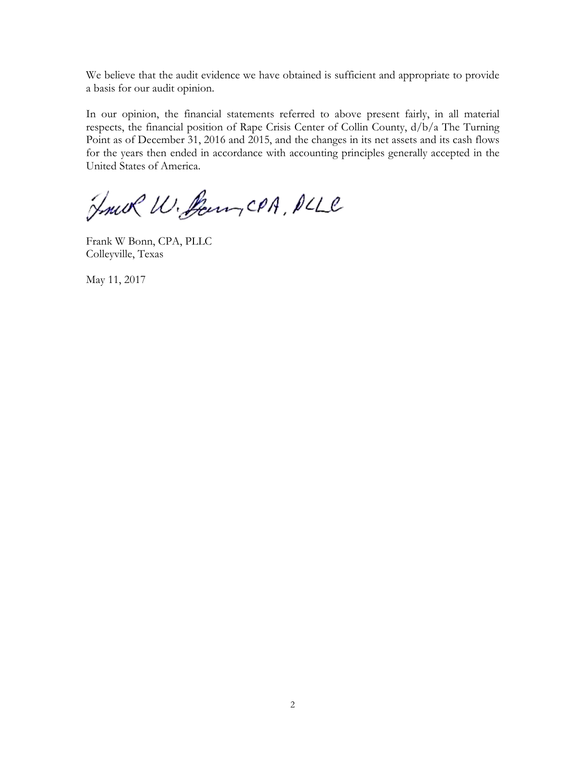We believe that the audit evidence we have obtained is sufficient and appropriate to provide a basis for our audit opinion.

In our opinion, the financial statements referred to above present fairly, in all material respects, the financial position of Rape Crisis Center of Collin County, d/b/a The Turning Point as of December 31, 2016 and 2015, and the changes in its net assets and its cash flows for the years then ended in accordance with accounting principles generally accepted in the United States of America.

Frank W. Bonn, CPA, PLLC

Frank W Bonn, CPA, PLLC
Colleyville, Texas

May 11, 2017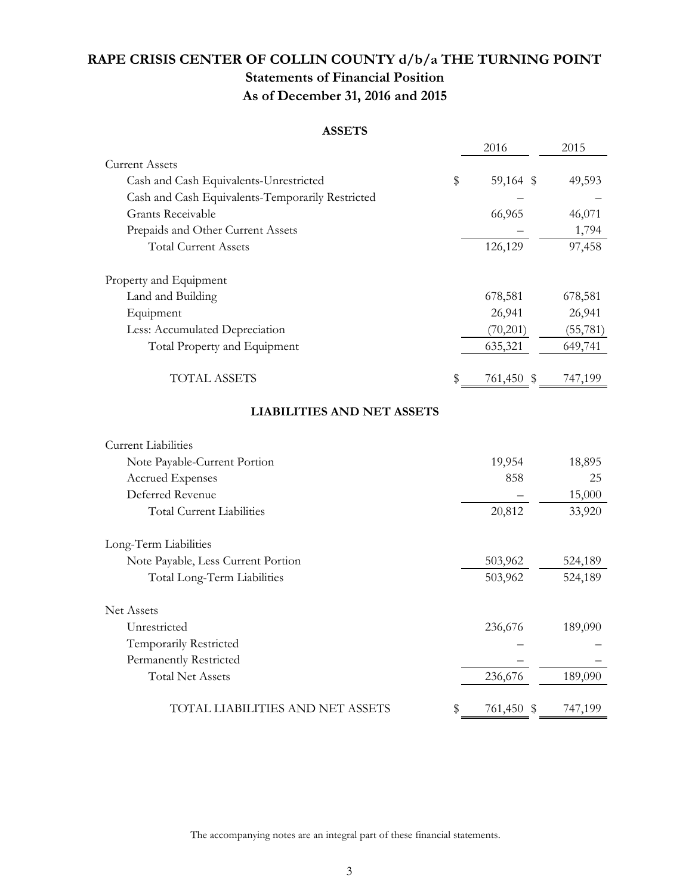# RAPE CRISIS CENTER OF COLLIN COUNTY d/b/a THE TURNING POINT

## Statements of Financial Position

## As of December 31, 2016 and 2015

### ASSETS

| | 2016 | 2015 |
|---|---|---|
| **Current Assets** | | |
| Cash and Cash Equivalents-Unrestricted | $ 59,164 | $ 49,593 |
| Cash and Cash Equivalents-Temporarily Restricted | – | – |
| Grants Receivable | 66,965 | 46,071 |
| Prepaids and Other Current Assets | – | 1,794 |
| Total Current Assets | 126,129 | 97,458 |
| **Property and Equipment** | | |
| Land and Building | 678,581 | 678,581 |
| Equipment | 26,941 | 26,941 |
| Less: Accumulated Depreciation | (70,201) | (55,781) |
| Total Property and Equipment | 635,321 | 649,741 |
| TOTAL ASSETS | $ 761,450 | $ 747,199 |

### LIABILITIES AND NET ASSETS

| | 2016 | 2015 |
|---|---|---|
| **Current Liabilities** | | |
| Note Payable-Current Portion | 19,954 | 18,895 |
| Accrued Expenses | 858 | 25 |
| Deferred Revenue | – | 15,000 |
| Total Current Liabilities | 20,812 | 33,920 |
| **Long-Term Liabilities** | | |
| Note Payable, Less Current Portion | 503,962 | 524,189 |
| Total Long-Term Liabilities | 503,962 | 524,189 |
| **Net Assets** | | |
| Unrestricted | 236,676 | 189,090 |
| Temporarily Restricted | – | – |
| Permanently Restricted | – | – |
| Total Net Assets | 236,676 | 189,090 |
| TOTAL LIABILITIES AND NET ASSETS | $ 761,450 | $ 747,199 |

The accompanying notes are an integral part of these financial statements.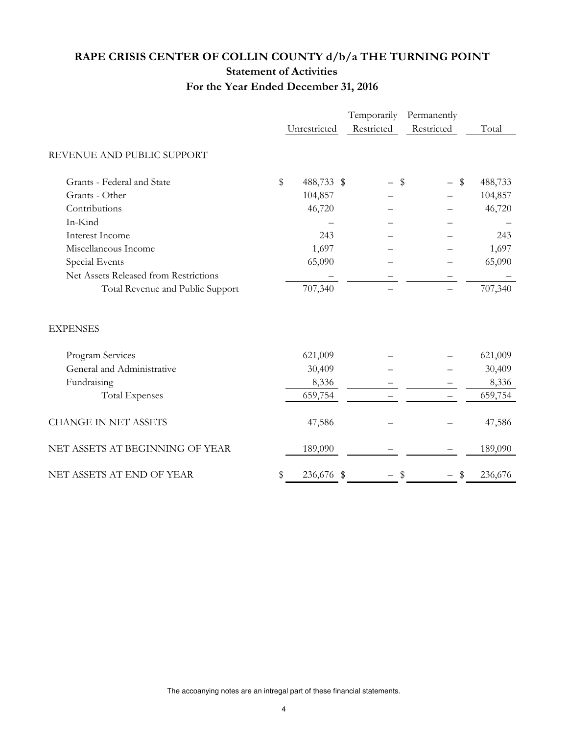# RAPE CRISIS CENTER OF COLLIN COUNTY d/b/a THE TURNING POINT

## Statement of Activities

## For the Year Ended December 31, 2016

| | Unrestricted | Temporarily Restricted | Permanently Restricted | Total |
|---|---|---|---|---|
| REVENUE AND PUBLIC SUPPORT | | | | |
| Grants - Federal and State | $ 488,733 | $ – | $ – | $ 488,733 |
| Grants - Other | 104,857 | – | – | 104,857 |
| Contributions | 46,720 | – | – | 46,720 |
| In-Kind | – | – | – | – |
| Interest Income | 243 | – | – | 243 |
| Miscellaneous Income | 1,697 | – | – | 1,697 |
| Special Events | 65,090 | – | – | 65,090 |
| Net Assets Released from Restrictions | – | – | – | – |
| Total Revenue and Public Support | 707,340 | – | – | 707,340 |
| EXPENSES | | | | |
| Program Services | 621,009 | – | – | 621,009 |
| General and Administrative | 30,409 | – | – | 30,409 |
| Fundraising | 8,336 | – | – | 8,336 |
| Total Expenses | 659,754 | – | – | 659,754 |
| CHANGE IN NET ASSETS | 47,586 | – | – | 47,586 |
| NET ASSETS AT BEGINNING OF YEAR | 189,090 | – | – | 189,090 |
| NET ASSETS AT END OF YEAR | $ 236,676 | $ – | $ – | $ 236,676 |

The accoanying notes are an intregal part of these financial statements.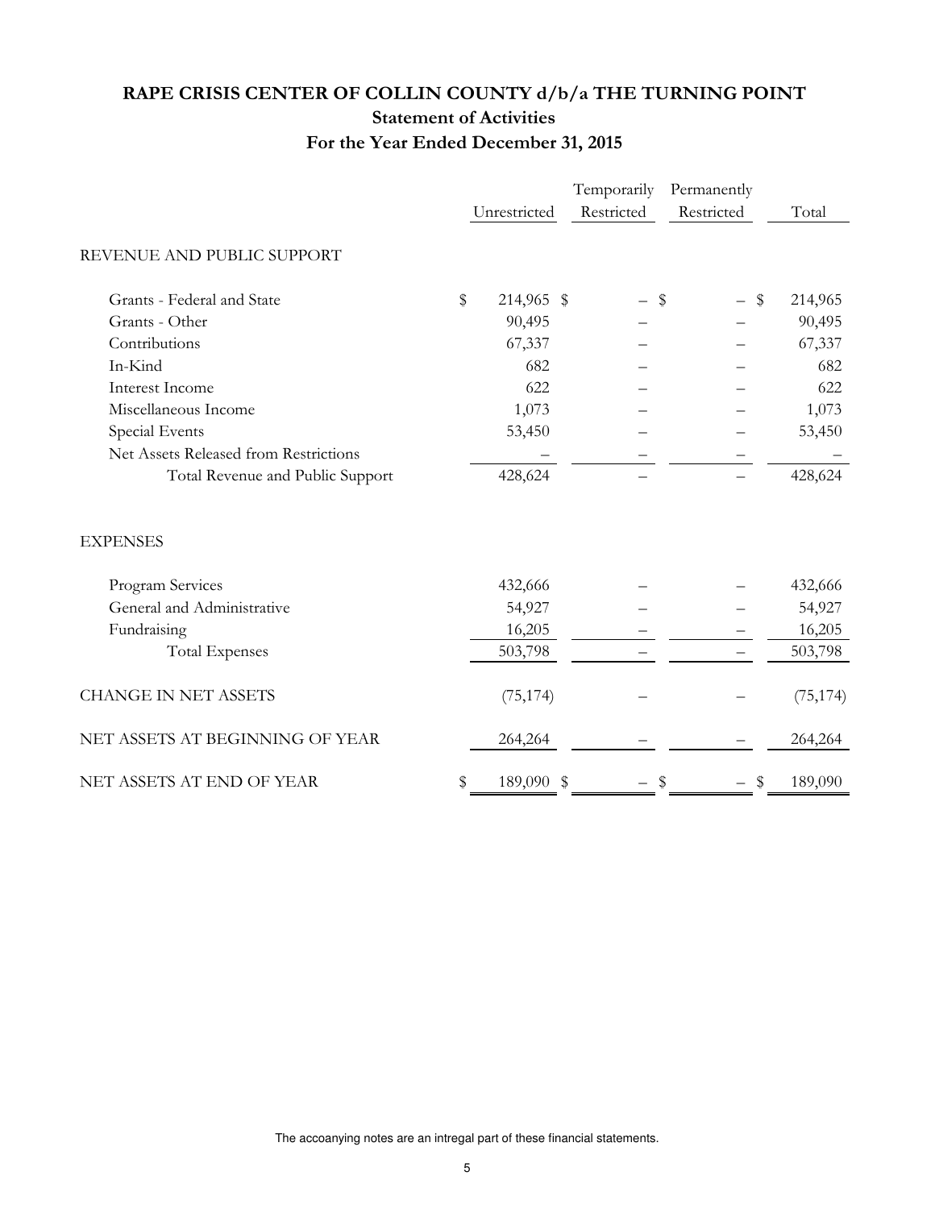# RAPE CRISIS CENTER OF COLLIN COUNTY d/b/a THE TURNING POINT

## Statement of Activities

## For the Year Ended December 31, 2015

| | Unrestricted | Temporarily Restricted | Permanently Restricted | Total |
|---|---|---|---|---|
| REVENUE AND PUBLIC SUPPORT | | | | |
| Grants - Federal and State | $ 214,965 | $ – | $ – | $ 214,965 |
| Grants - Other | 90,495 | – | – | 90,495 |
| Contributions | 67,337 | – | – | 67,337 |
| In-Kind | 682 | – | – | 682 |
| Interest Income | 622 | – | – | 622 |
| Miscellaneous Income | 1,073 | – | – | 1,073 |
| Special Events | 53,450 | – | – | 53,450 |
| Net Assets Released from Restrictions | – | – | – | – |
| Total Revenue and Public Support | 428,624 | – | – | 428,624 |
| EXPENSES | | | | |
| Program Services | 432,666 | – | – | 432,666 |
| General and Administrative | 54,927 | – | – | 54,927 |
| Fundraising | 16,205 | – | – | 16,205 |
| Total Expenses | 503,798 | – | – | 503,798 |
| CHANGE IN NET ASSETS | (75,174) | – | – | (75,174) |
| NET ASSETS AT BEGINNING OF YEAR | 264,264 | – | – | 264,264 |
| NET ASSETS AT END OF YEAR | $ 189,090 | $ – | $ – | $ 189,090 |

The accoanying notes are an intregal part of these financial statements.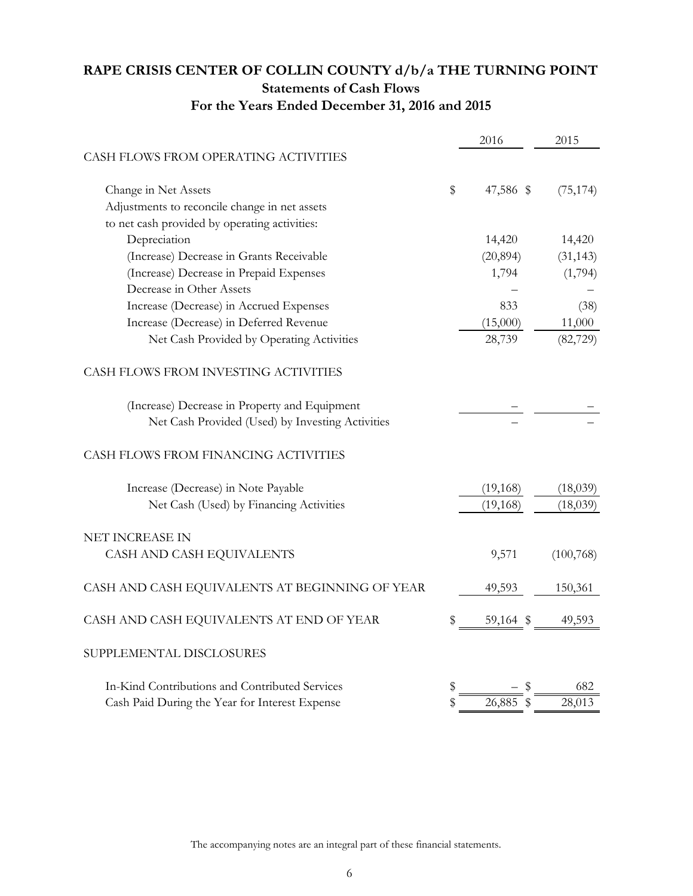# RAPE CRISIS CENTER OF COLLIN COUNTY d/b/a THE TURNING POINT

## Statements of Cash Flows

## For the Years Ended December 31, 2016 and 2015

| | 2016 | 2015 |
|---|---|---|
| CASH FLOWS FROM OPERATING ACTIVITIES | | |
| Change in Net Assets | $ 47,586 | $ (75,174) |
| Adjustments to reconcile change in net assets to net cash provided by operating activities: | | |
| Depreciation | 14,420 | 14,420 |
| (Increase) Decrease in Grants Receivable | (20,894) | (31,143) |
| (Increase) Decrease in Prepaid Expenses | 1,794 | (1,794) |
| Decrease in Other Assets | – | – |
| Increase (Decrease) in Accrued Expenses | 833 | (38) |
| Increase (Decrease) in Deferred Revenue | (15,000) | 11,000 |
| Net Cash Provided by Operating Activities | 28,739 | (82,729) |
| CASH FLOWS FROM INVESTING ACTIVITIES | | |
| (Increase) Decrease in Property and Equipment | – | – |
| Net Cash Provided (Used) by Investing Activities | – | – |
| CASH FLOWS FROM FINANCING ACTIVITIES | | |
| Increase (Decrease) in Note Payable | (19,168) | (18,039) |
| Net Cash (Used) by Financing Activities | (19,168) | (18,039) |
| NET INCREASE IN CASH AND CASH EQUIVALENTS | 9,571 | (100,768) |
| CASH AND CASH EQUIVALENTS AT BEGINNING OF YEAR | 49,593 | 150,361 |
| CASH AND CASH EQUIVALENTS AT END OF YEAR | $ 59,164 | $ 49,593 |
| SUPPLEMENTAL DISCLOSURES | | |
| In-Kind Contributions and Contributed Services | $ – | $ 682 |
| Cash Paid During the Year for Interest Expense | $ 26,885 | $ 28,013 |

The accompanying notes are an integral part of these financial statements.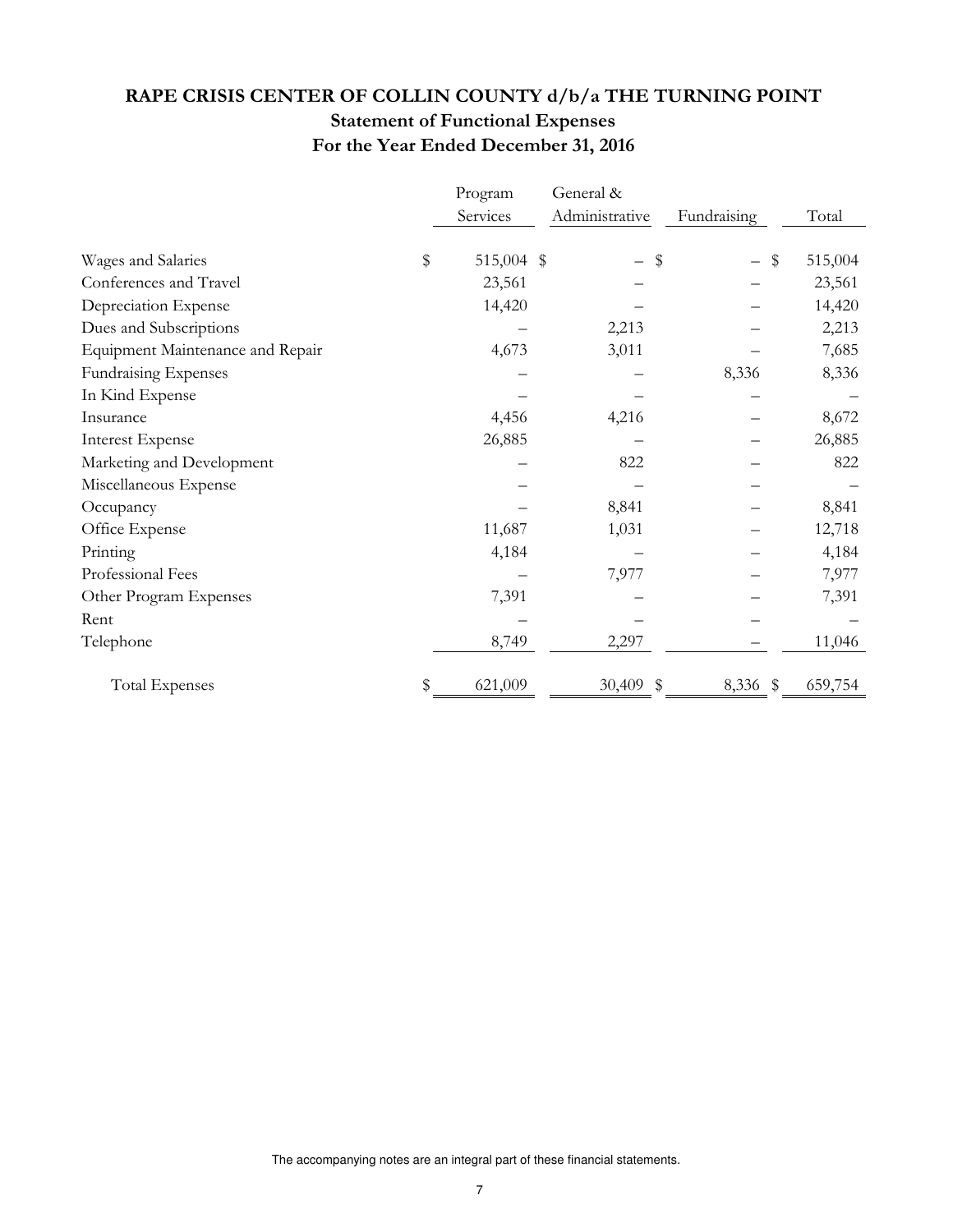# RAPE CRISIS CENTER OF COLLIN COUNTY d/b/a THE TURNING POINT

## Statement of Functional Expenses

## For the Year Ended December 31, 2016

| | Program Services | General & Administrative | Fundraising | Total |
|---|---|---|---|---|
| Wages and Salaries | $ 515,004 | $ – | $ – | $ 515,004 |
| Conferences and Travel | 23,561 | – | – | 23,561 |
| Depreciation Expense | 14,420 | – | – | 14,420 |
| Dues and Subscriptions | – | 2,213 | – | 2,213 |
| Equipment Maintenance and Repair | 4,673 | 3,011 | – | 7,685 |
| Fundraising Expenses | – | – | 8,336 | 8,336 |
| In Kind Expense | – | – | – | – |
| Insurance | 4,456 | 4,216 | – | 8,672 |
| Interest Expense | 26,885 | – | – | 26,885 |
| Marketing and Development | – | 822 | – | 822 |
| Miscellaneous Expense | – | – | – | – |
| Occupancy | – | 8,841 | – | 8,841 |
| Office Expense | 11,687 | 1,031 | – | 12,718 |
| Printing | 4,184 | – | – | 4,184 |
| Professional Fees | – | 7,977 | – | 7,977 |
| Other Program Expenses | 7,391 | – | – | 7,391 |
| Rent | – | – | – | – |
| Telephone | 8,749 | 2,297 | – | 11,046 |
| Total Expenses | $ 621,009 | 30,409 | $ 8,336 | $ 659,754 |

The accompanying notes are an integral part of these financial statements.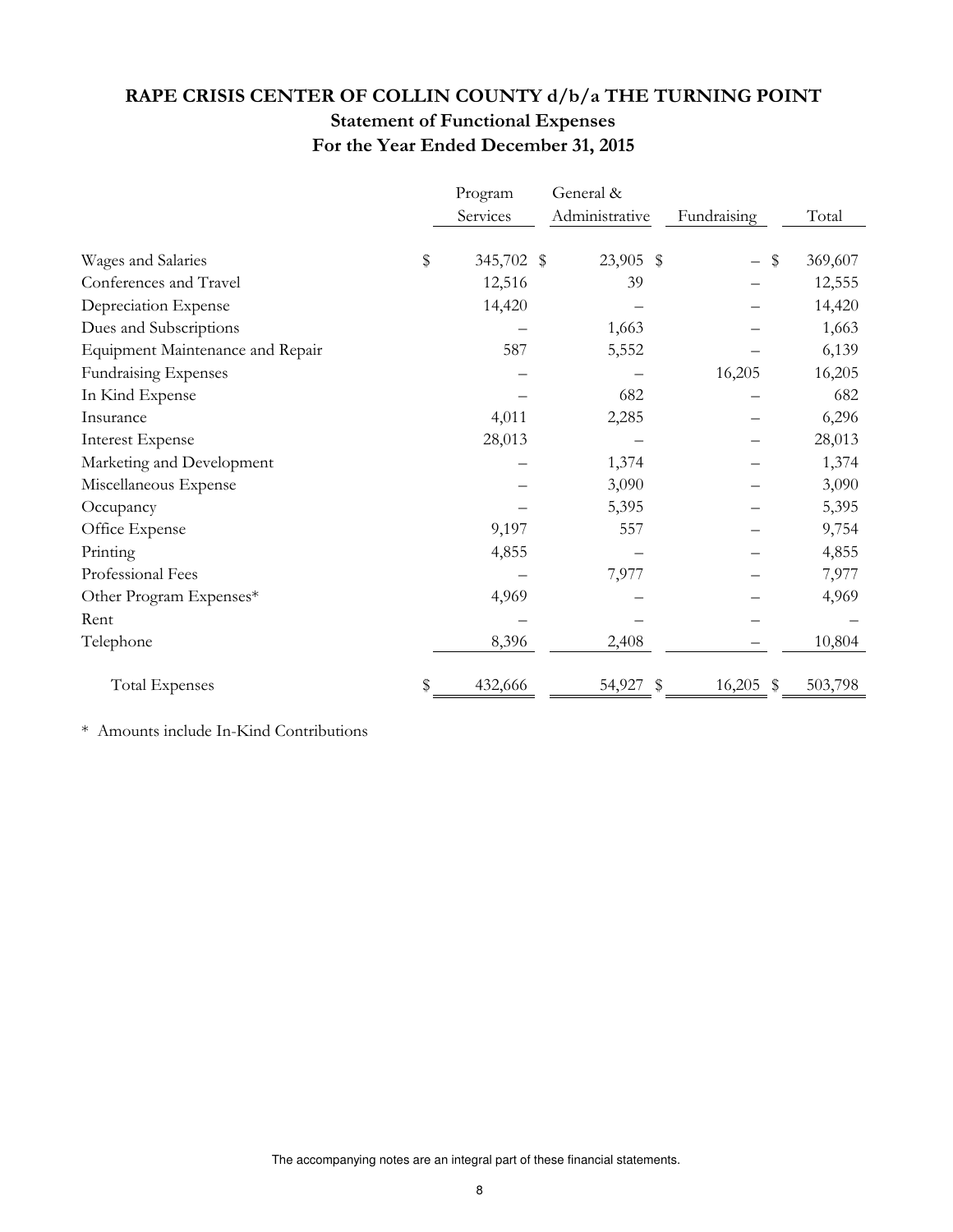# RAPE CRISIS CENTER OF COLLIN COUNTY d/b/a THE TURNING POINT

## Statement of Functional Expenses

## For the Year Ended December 31, 2015

| | Program Services | General & Administrative | Fundraising | Total |
|---|---|---|---|---|
| Wages and Salaries | $ 345,702 | $ 23,905 | $ – | $ 369,607 |
| Conferences and Travel | 12,516 | 39 | – | 12,555 |
| Depreciation Expense | 14,420 | – | – | 14,420 |
| Dues and Subscriptions | – | 1,663 | – | 1,663 |
| Equipment Maintenance and Repair | 587 | 5,552 | – | 6,139 |
| Fundraising Expenses | – | – | 16,205 | 16,205 |
| In Kind Expense | – | 682 | – | 682 |
| Insurance | 4,011 | 2,285 | – | 6,296 |
| Interest Expense | 28,013 | – | – | 28,013 |
| Marketing and Development | – | 1,374 | – | 1,374 |
| Miscellaneous Expense | – | 3,090 | – | 3,090 |
| Occupancy | – | 5,395 | – | 5,395 |
| Office Expense | 9,197 | 557 | – | 9,754 |
| Printing | 4,855 | – | – | 4,855 |
| Professional Fees | – | 7,977 | – | 7,977 |
| Other Program Expenses* | 4,969 | – | – | 4,969 |
| Rent | – | – | – | – |
| Telephone | 8,396 | 2,408 | – | 10,804 |
| Total Expenses | $ 432,666 | 54,927 | $ 16,205 | $ 503,798 |

\* Amounts include In-Kind Contributions

The accompanying notes are an integral part of these financial statements.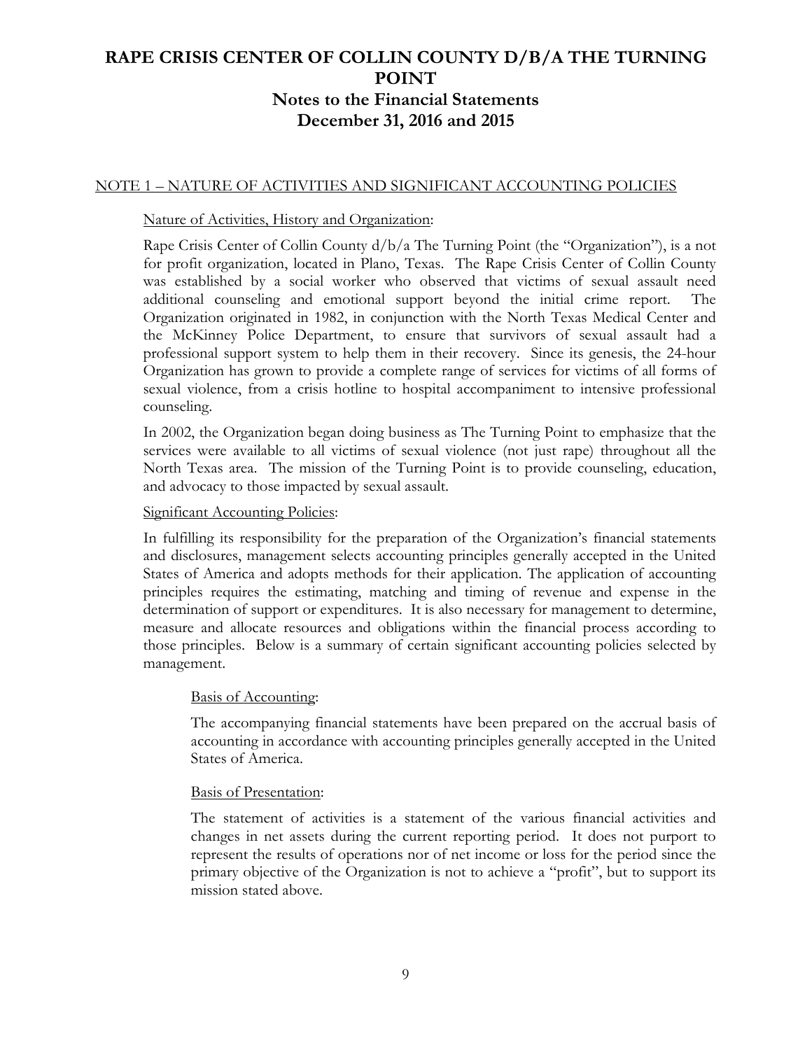# RAPE CRISIS CENTER OF COLLIN COUNTY D/B/A THE TURNING POINT

## Notes to the Financial Statements

## December 31, 2016 and 2015

NOTE 1 – NATURE OF ACTIVITIES AND SIGNIFICANT ACCOUNTING POLICIES

Nature of Activities, History and Organization:

Rape Crisis Center of Collin County d/b/a The Turning Point (the "Organization"), is a not for profit organization, located in Plano, Texas. The Rape Crisis Center of Collin County was established by a social worker who observed that victims of sexual assault need additional counseling and emotional support beyond the initial crime report. The Organization originated in 1982, in conjunction with the North Texas Medical Center and the McKinney Police Department, to ensure that survivors of sexual assault had a professional support system to help them in their recovery. Since its genesis, the 24-hour Organization has grown to provide a complete range of services for victims of all forms of sexual violence, from a crisis hotline to hospital accompaniment to intensive professional counseling.

In 2002, the Organization began doing business as The Turning Point to emphasize that the services were available to all victims of sexual violence (not just rape) throughout all the North Texas area. The mission of the Turning Point is to provide counseling, education, and advocacy to those impacted by sexual assault.

Significant Accounting Policies:

In fulfilling its responsibility for the preparation of the Organization's financial statements and disclosures, management selects accounting principles generally accepted in the United States of America and adopts methods for their application. The application of accounting principles requires the estimating, matching and timing of revenue and expense in the determination of support or expenditures. It is also necessary for management to determine, measure and allocate resources and obligations within the financial process according to those principles. Below is a summary of certain significant accounting policies selected by management.

Basis of Accounting:

The accompanying financial statements have been prepared on the accrual basis of accounting in accordance with accounting principles generally accepted in the United States of America.

Basis of Presentation:

The statement of activities is a statement of the various financial activities and changes in net assets during the current reporting period. It does not purport to represent the results of operations nor of net income or loss for the period since the primary objective of the Organization is not to achieve a "profit", but to support its mission stated above.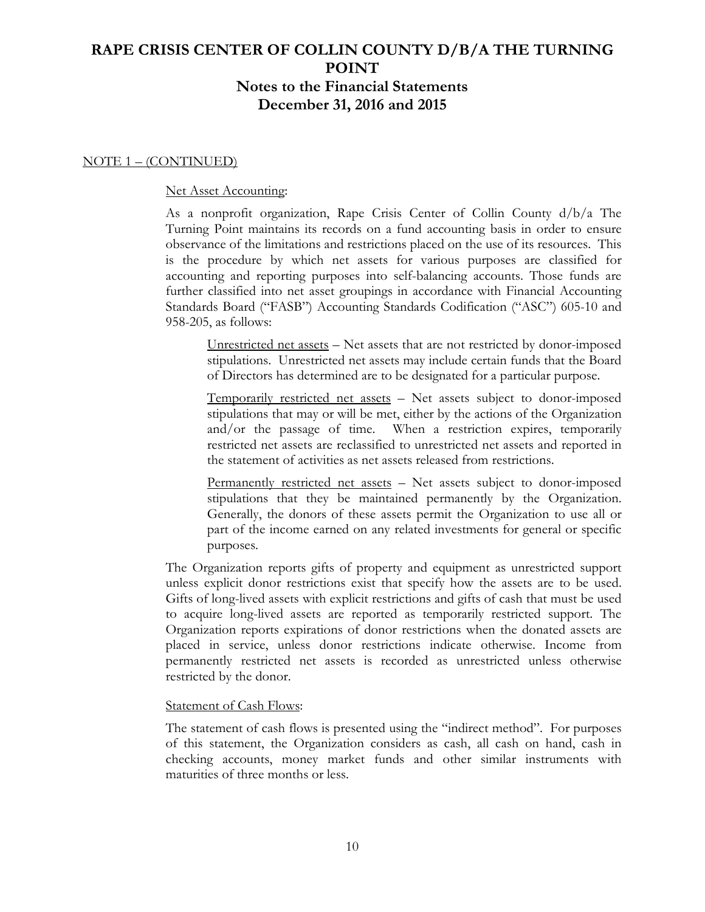# RAPE CRISIS CENTER OF COLLIN COUNTY D/B/A THE TURNING POINT

## Notes to the Financial Statements

## December 31, 2016 and 2015

NOTE 1 – (CONTINUED)

Net Asset Accounting:

As a nonprofit organization, Rape Crisis Center of Collin County d/b/a The Turning Point maintains its records on a fund accounting basis in order to ensure observance of the limitations and restrictions placed on the use of its resources. This is the procedure by which net assets for various purposes are classified for accounting and reporting purposes into self-balancing accounts. Those funds are further classified into net asset groupings in accordance with Financial Accounting Standards Board ("FASB") Accounting Standards Codification ("ASC") 605-10 and 958-205, as follows:

Unrestricted net assets – Net assets that are not restricted by donor-imposed stipulations. Unrestricted net assets may include certain funds that the Board of Directors has determined are to be designated for a particular purpose.

Temporarily restricted net assets – Net assets subject to donor-imposed stipulations that may or will be met, either by the actions of the Organization and/or the passage of time. When a restriction expires, temporarily restricted net assets are reclassified to unrestricted net assets and reported in the statement of activities as net assets released from restrictions.

Permanently restricted net assets – Net assets subject to donor-imposed stipulations that they be maintained permanently by the Organization. Generally, the donors of these assets permit the Organization to use all or part of the income earned on any related investments for general or specific purposes.

The Organization reports gifts of property and equipment as unrestricted support unless explicit donor restrictions exist that specify how the assets are to be used. Gifts of long-lived assets with explicit restrictions and gifts of cash that must be used to acquire long-lived assets are reported as temporarily restricted support. The Organization reports expirations of donor restrictions when the donated assets are placed in service, unless donor restrictions indicate otherwise. Income from permanently restricted net assets is recorded as unrestricted unless otherwise restricted by the donor.

Statement of Cash Flows:

The statement of cash flows is presented using the "indirect method". For purposes of this statement, the Organization considers as cash, all cash on hand, cash in checking accounts, money market funds and other similar instruments with maturities of three months or less.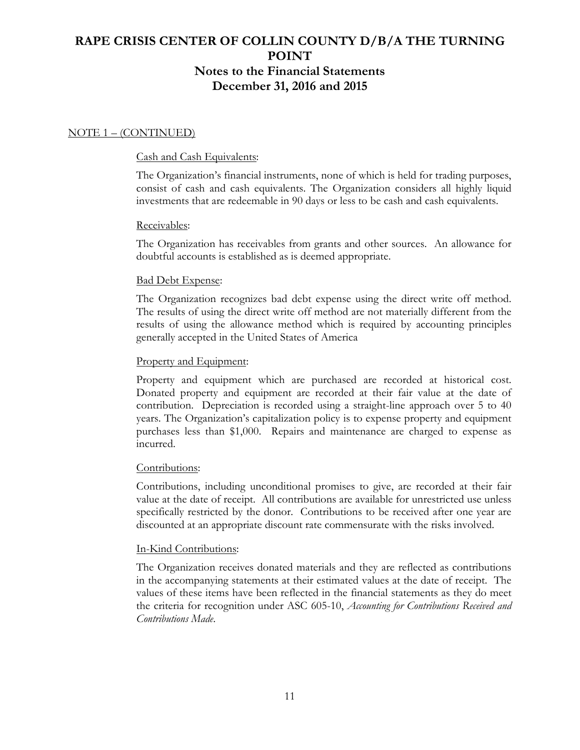# RAPE CRISIS CENTER OF COLLIN COUNTY D/B/A THE TURNING POINT

## Notes to the Financial Statements

## December 31, 2016 and 2015

NOTE 1 – (CONTINUED)

Cash and Cash Equivalents:

The Organization's financial instruments, none of which is held for trading purposes, consist of cash and cash equivalents. The Organization considers all highly liquid investments that are redeemable in 90 days or less to be cash and cash equivalents.

Receivables:

The Organization has receivables from grants and other sources. An allowance for doubtful accounts is established as is deemed appropriate.

Bad Debt Expense:

The Organization recognizes bad debt expense using the direct write off method. The results of using the direct write off method are not materially different from the results of using the allowance method which is required by accounting principles generally accepted in the United States of America

Property and Equipment:

Property and equipment which are purchased are recorded at historical cost. Donated property and equipment are recorded at their fair value at the date of contribution. Depreciation is recorded using a straight-line approach over 5 to 40 years. The Organization's capitalization policy is to expense property and equipment purchases less than $1,000. Repairs and maintenance are charged to expense as incurred.

Contributions:

Contributions, including unconditional promises to give, are recorded at their fair value at the date of receipt. All contributions are available for unrestricted use unless specifically restricted by the donor. Contributions to be received after one year are discounted at an appropriate discount rate commensurate with the risks involved.

In-Kind Contributions:

The Organization receives donated materials and they are reflected as contributions in the accompanying statements at their estimated values at the date of receipt. The values of these items have been reflected in the financial statements as they do meet the criteria for recognition under ASC 605-10, *Accounting for Contributions Received and Contributions Made*.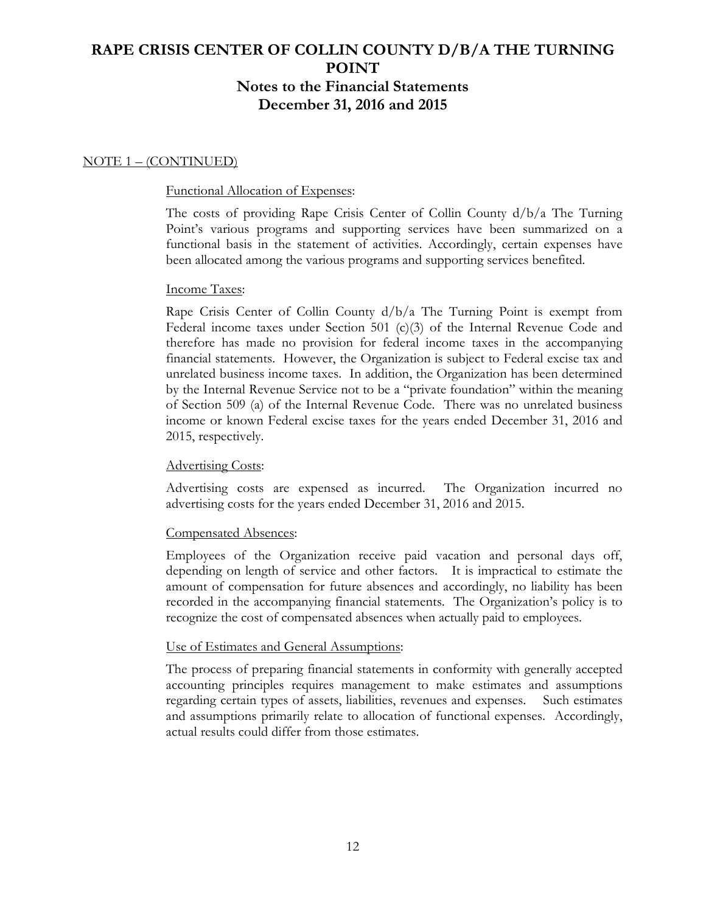# RAPE CRISIS CENTER OF COLLIN COUNTY D/B/A THE TURNING POINT

## Notes to the Financial Statements

## December 31, 2016 and 2015

NOTE 1 – (CONTINUED)

Functional Allocation of Expenses:

The costs of providing Rape Crisis Center of Collin County d/b/a The Turning Point's various programs and supporting services have been summarized on a functional basis in the statement of activities. Accordingly, certain expenses have been allocated among the various programs and supporting services benefited.

Income Taxes:

Rape Crisis Center of Collin County d/b/a The Turning Point is exempt from Federal income taxes under Section 501 (c)(3) of the Internal Revenue Code and therefore has made no provision for federal income taxes in the accompanying financial statements. However, the Organization is subject to Federal excise tax and unrelated business income taxes. In addition, the Organization has been determined by the Internal Revenue Service not to be a "private foundation" within the meaning of Section 509 (a) of the Internal Revenue Code. There was no unrelated business income or known Federal excise taxes for the years ended December 31, 2016 and 2015, respectively.

Advertising Costs:

Advertising costs are expensed as incurred. The Organization incurred no advertising costs for the years ended December 31, 2016 and 2015.

Compensated Absences:

Employees of the Organization receive paid vacation and personal days off, depending on length of service and other factors. It is impractical to estimate the amount of compensation for future absences and accordingly, no liability has been recorded in the accompanying financial statements. The Organization's policy is to recognize the cost of compensated absences when actually paid to employees.

Use of Estimates and General Assumptions:

The process of preparing financial statements in conformity with generally accepted accounting principles requires management to make estimates and assumptions regarding certain types of assets, liabilities, revenues and expenses. Such estimates and assumptions primarily relate to allocation of functional expenses. Accordingly, actual results could differ from those estimates.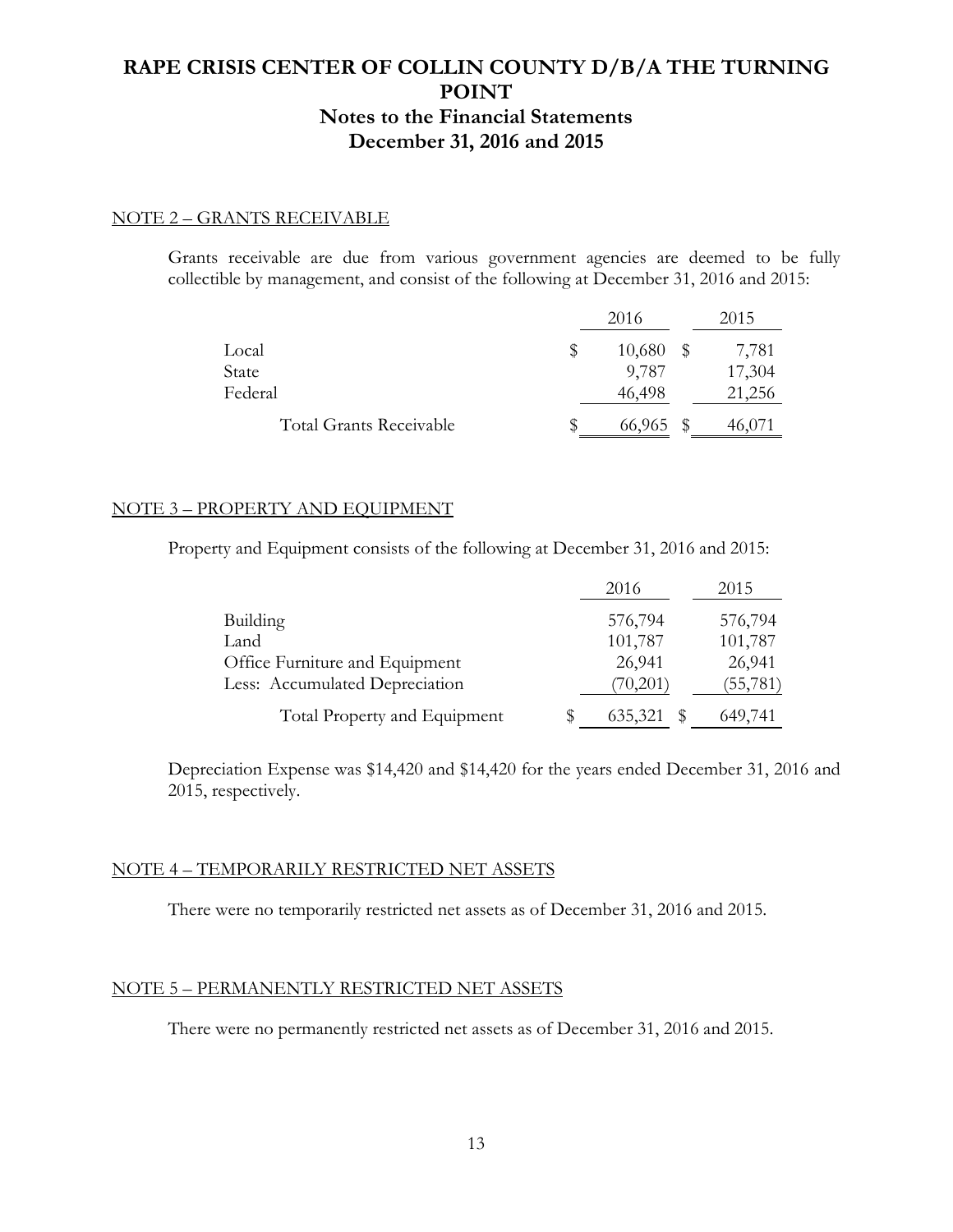# RAPE CRISIS CENTER OF COLLIN COUNTY D/B/A THE TURNING POINT

## Notes to the Financial Statements

## December 31, 2016 and 2015

### NOTE 2 – GRANTS RECEIVABLE

Grants receivable are due from various government agencies are deemed to be fully collectible by management, and consist of the following at December 31, 2016 and 2015:

| | 2016 | 2015 |
|---|---|---|
| Local | $ 10,680 | $ 7,781 |
| State | 9,787 | 17,304 |
| Federal | 46,498 | 21,256 |
| Total Grants Receivable | $ 66,965 | $ 46,071 |

### NOTE 3 – PROPERTY AND EQUIPMENT

Property and Equipment consists of the following at December 31, 2016 and 2015:

| | 2016 | 2015 |
|---|---|---|
| Building | 576,794 | 576,794 |
| Land | 101,787 | 101,787 |
| Office Furniture and Equipment | 26,941 | 26,941 |
| Less: Accumulated Depreciation | (70,201) | (55,781) |
| Total Property and Equipment | $ 635,321 | $ 649,741 |

Depreciation Expense was $14,420 and $14,420 for the years ended December 31, 2016 and 2015, respectively.

### NOTE 4 – TEMPORARILY RESTRICTED NET ASSETS

There were no temporarily restricted net assets as of December 31, 2016 and 2015.

### NOTE 5 – PERMANENTLY RESTRICTED NET ASSETS

There were no permanently restricted net assets as of December 31, 2016 and 2015.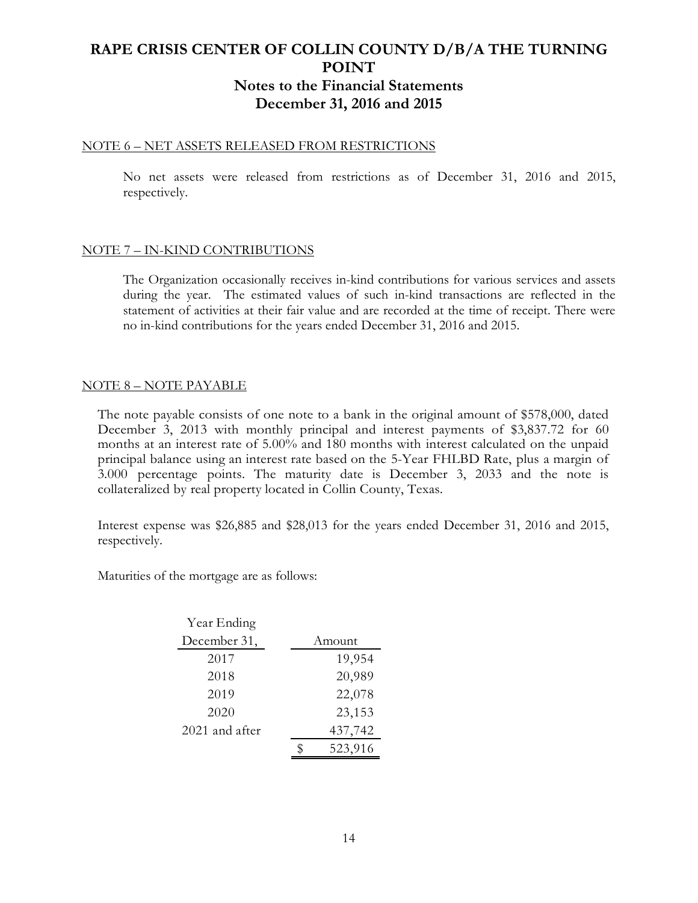# RAPE CRISIS CENTER OF COLLIN COUNTY D/B/A THE TURNING POINT

## Notes to the Financial Statements

## December 31, 2016 and 2015

NOTE 6 – NET ASSETS RELEASED FROM RESTRICTIONS

No net assets were released from restrictions as of December 31, 2016 and 2015, respectively.

NOTE 7 – IN-KIND CONTRIBUTIONS

The Organization occasionally receives in-kind contributions for various services and assets during the year. The estimated values of such in-kind transactions are reflected in the statement of activities at their fair value and are recorded at the time of receipt. There were no in-kind contributions for the years ended December 31, 2016 and 2015.

NOTE 8 – NOTE PAYABLE

The note payable consists of one note to a bank in the original amount of $578,000, dated December 3, 2013 with monthly principal and interest payments of $3,837.72 for 60 months at an interest rate of 5.00% and 180 months with interest calculated on the unpaid principal balance using an interest rate based on the 5-Year FHLBD Rate, plus a margin of 3.000 percentage points. The maturity date is December 3, 2033 and the note is collateralized by real property located in Collin County, Texas.

Interest expense was $26,885 and $28,013 for the years ended December 31, 2016 and 2015, respectively.

Maturities of the mortgage are as follows:

| Year Ending December 31, | Amount |
|---|---|
| 2017 | 19,954 |
| 2018 | 20,989 |
| 2019 | 22,078 |
| 2020 | 23,153 |
| 2021 and after | 437,742 |
| | $ 523,916 |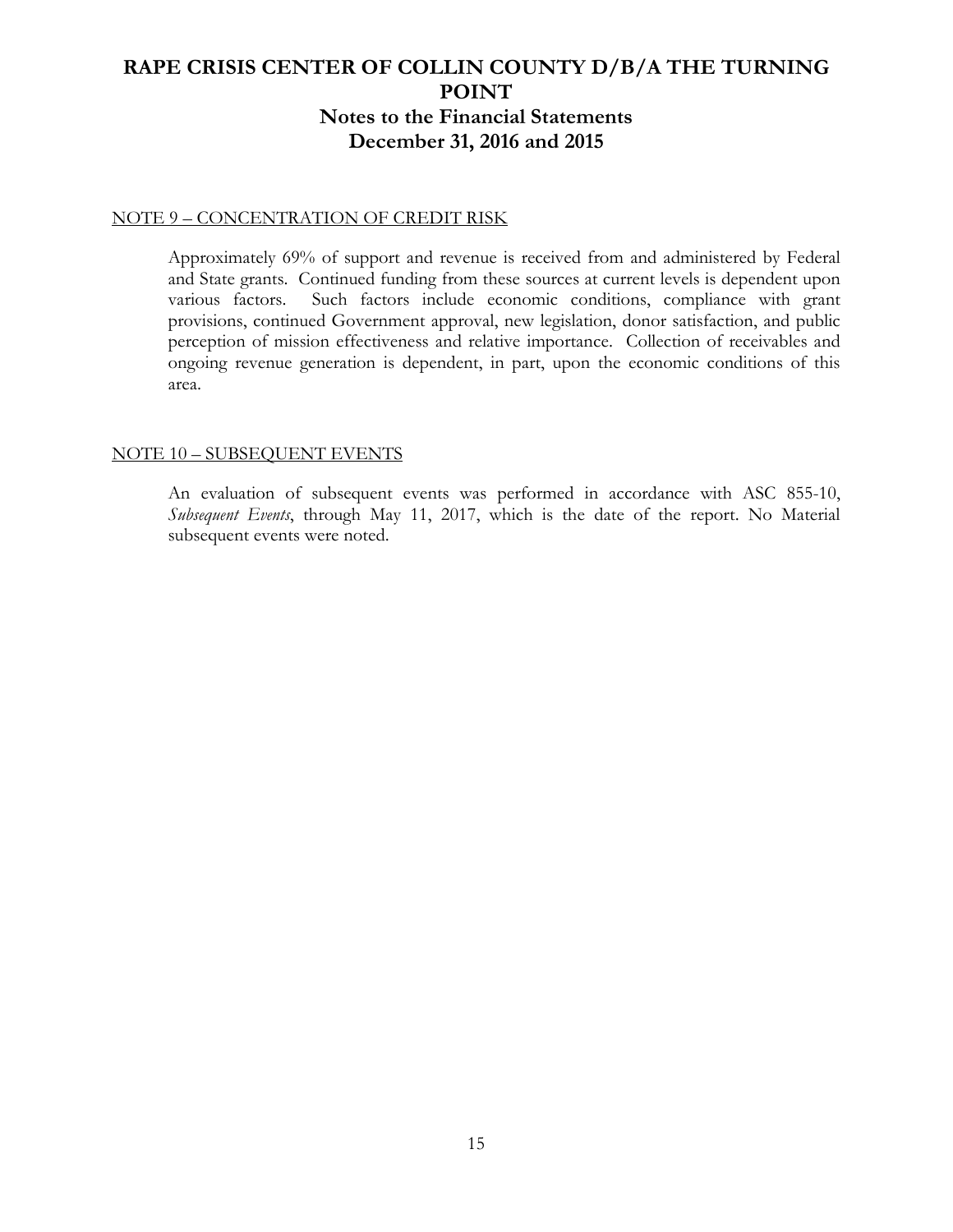# RAPE CRISIS CENTER OF COLLIN COUNTY D/B/A THE TURNING POINT

## Notes to the Financial Statements

## December 31, 2016 and 2015

NOTE 9 – CONCENTRATION OF CREDIT RISK

Approximately 69% of support and revenue is received from and administered by Federal and State grants. Continued funding from these sources at current levels is dependent upon various factors. Such factors include economic conditions, compliance with grant provisions, continued Government approval, new legislation, donor satisfaction, and public perception of mission effectiveness and relative importance. Collection of receivables and ongoing revenue generation is dependent, in part, upon the economic conditions of this area.

NOTE 10 – SUBSEQUENT EVENTS

An evaluation of subsequent events was performed in accordance with ASC 855-10, *Subsequent Events*, through May 11, 2017, which is the date of the report. No Material subsequent events were noted.